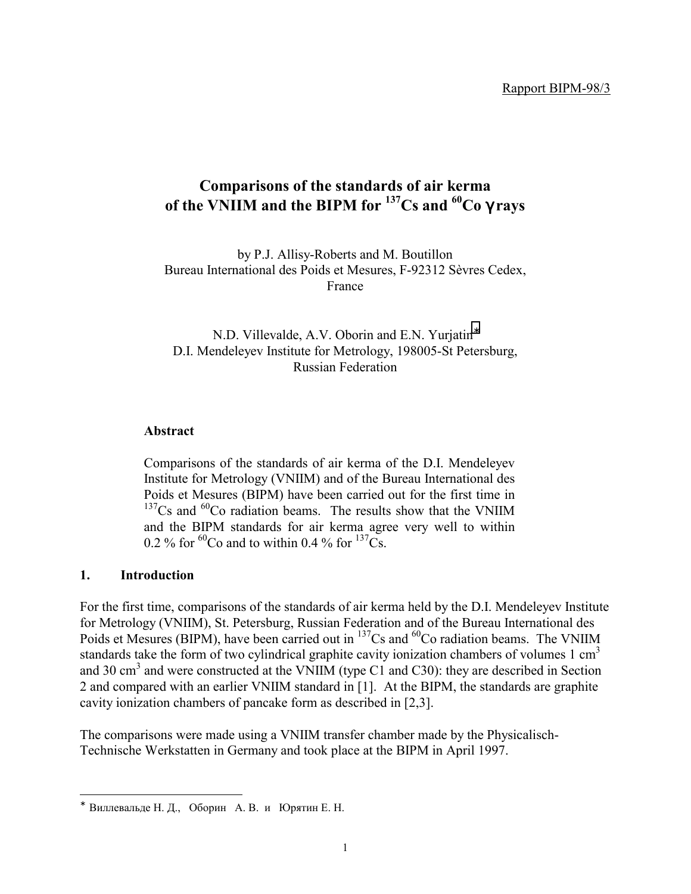Rapport BIPM-98/3

# Comparisons of the standards of air kerma of the VNIIM and the BIPM for $^{137}$Cs and $^{60}$Co γ rays

by P.J. Allisy-Roberts and M. Boutillon
Bureau International des Poids et Mesures, F-92312 Sèvres Cedex, France

N.D. Villevalde, A.V. Oborin and E.N. Yurjatin*
D.I. Mendeleyev Institute for Metrology, 198005-St Petersburg, Russian Federation

**Abstract**

Comparisons of the standards of air kerma of the D.I. Mendeleyev Institute for Metrology (VNIIM) and of the Bureau International des Poids et Mesures (BIPM) have been carried out for the first time in $^{137}$Cs and $^{60}$Co radiation beams. The results show that the VNIIM and the BIPM standards for air kerma agree very well to within 0.2 % for $^{60}$Co and to within 0.4 % for $^{137}$Cs.

## 1. Introduction

For the first time, comparisons of the standards of air kerma held by the D.I. Mendeleyev Institute for Metrology (VNIIM), St. Petersburg, Russian Federation and of the Bureau International des Poids et Mesures (BIPM), have been carried out in $^{137}$Cs and $^{60}$Co radiation beams. The VNIIM standards take the form of two cylindrical graphite cavity ionization chambers of volumes 1 cm$^3$ and 30 cm$^3$ and were constructed at the VNIIM (type C1 and C30): they are described in Section 2 and compared with an earlier VNIIM standard in [1]. At the BIPM, the standards are graphite cavity ionization chambers of pancake form as described in [2,3].

The comparisons were made using a VNIIM transfer chamber made by the Physicalisch-Technische Werkstatten in Germany and took place at the BIPM in April 1997.

* Виллевальде Н. Д., Оборин А. В. и Юрятин Е. Н.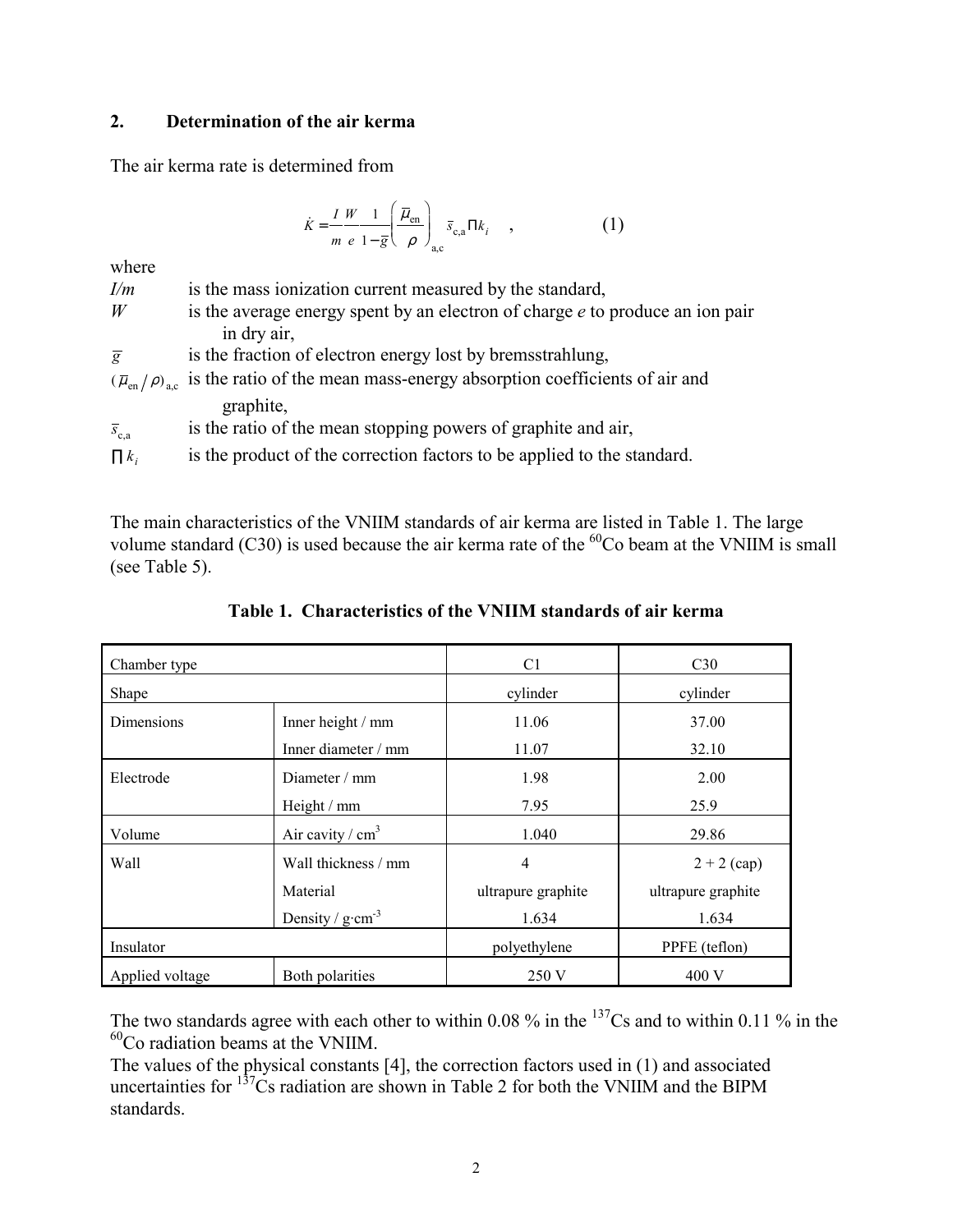## 2. Determination of the air kerma

The air kerma rate is determined from

$$\dot{K} = \frac{I}{m} \frac{W}{e} \frac{1}{1-\bar{g}} \left( \frac{\bar{\mu}_{\mathrm{en}}}{\rho} \right)_{\mathrm{a,c}} \bar{s}_{\mathrm{c,a}} \prod k_i \quad , \tag{1}$$

where

- $I/m$ is the mass ionization current measured by the standard,
- $W$ is the average energy spent by an electron of charge $e$ to produce an ion pair in dry air,
- $\bar{g}$ is the fraction of electron energy lost by bremsstrahlung,
- $(\bar{\mu}_{\mathrm{en}}/\rho)_{\mathrm{a,c}}$ is the ratio of the mean mass-energy absorption coefficients of air and graphite,
- $\bar{s}_{\mathrm{c,a}}$ is the ratio of the mean stopping powers of graphite and air,
- $\prod k_i$ is the product of the correction factors to be applied to the standard.

The main characteristics of the VNIIM standards of air kerma are listed in Table 1. The large volume standard (C30) is used because the air kerma rate of the $^{60}$Co beam at the VNIIM is small (see Table 5).

**Table 1. Characteristics of the VNIIM standards of air kerma**

| Chamber type | | C1 | C30 |
|---|---|---|---|
| Shape | | cylinder | cylinder |
| Dimensions | Inner height / mm | 11.06 | 37.00 |
| | Inner diameter / mm | 11.07 | 32.10 |
| Electrode | Diameter / mm | 1.98 | 2.00 |
| | Height / mm | 7.95 | 25.9 |
| Volume | Air cavity / cm$^3$ | 1.040 | 29.86 |
| Wall | Wall thickness / mm | 4 | 2 + 2 (cap) |
| | Material | ultrapure graphite | ultrapure graphite |
| | Density / g·cm$^{-3}$ | 1.634 | 1.634 |
| Insulator | | polyethylene | PPFE (teflon) |
| Applied voltage | Both polarities | 250 V | 400 V |

The two standards agree with each other to within 0.08 % in the $^{137}$Cs and to within 0.11 % in the $^{60}$Co radiation beams at the VNIIM.

The values of the physical constants [4], the correction factors used in (1) and associated uncertainties for $^{137}$Cs radiation are shown in Table 2 for both the VNIIM and the BIPM standards.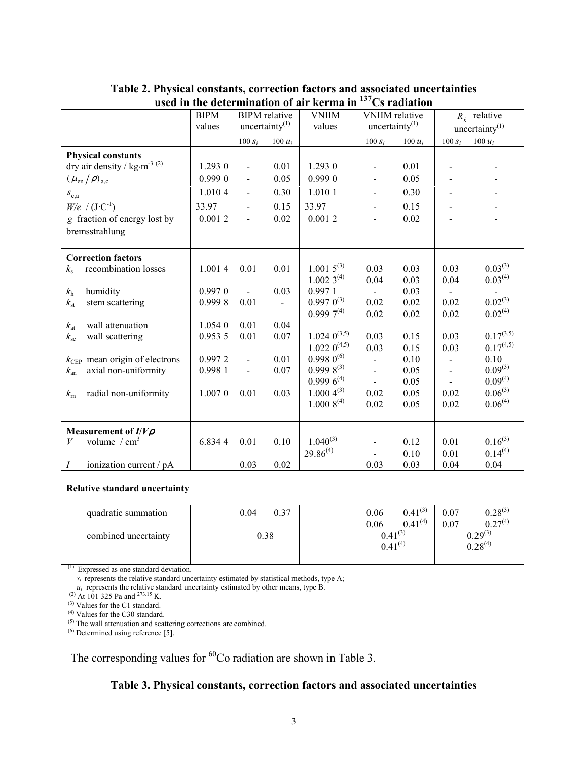**Table 2. Physical constants, correction factors and associated uncertainties used in the determination of air kerma in $^{137}Cs$ radiation**

| | BIPM values | BIPM relative uncertainty[1] | | VNIIM values | VNIIM relative uncertainty[1] | | $R_K$ relative uncertainty[1] | |
|---|---|---|---|---|---|---|---|---|
| | | $100\, s_i$ | $100\, u_i$ | | $100\, s_i$ | $100\, u_i$ | $100\, s_i$ | $100\, u_i$ |
| **Physical constants** | | | | | | | | |
| dry air density / kg·m$^{-3}$ [2] | 1.293 0 | - | 0.01 | 1.293 0 | - | 0.01 | - | - |
| $(\bar{\mu}_{en}/\rho)_{a,c}$ | 0.999 0 | - | 0.05 | 0.999 0 | - | 0.05 | - | - |
| $\bar{s}_{c,a}$ | 1.010 4 | - | 0.30 | 1.010 1 | - | 0.30 | - | - |
| $W/e$ / (J·C$^{-1}$) | 33.97 | - | 0.15 | 33.97 | - | 0.15 | - | - |
| $\bar{g}$ fraction of energy lost by bremsstrahlung | 0.001 2 | - | 0.02 | 0.001 2 | - | 0.02 | - | - |
| **Correction factors** | | | | | | | | |
| $k_s$ recombination losses | 1.001 4 | 0.01 | 0.01 | 1.001 5[3] | 0.03 | 0.03 | 0.03 | 0.03[3] |
| | | | | 1.002 3[4] | 0.04 | 0.03 | 0.04 | 0.03[4] |
| $k_h$ humidity | 0.997 0 | - | 0.03 | 0.997 1 | - | 0.03 | - | - |
| $k_{st}$ stem scattering | 0.999 8 | 0.01 | - | 0.997 0[3] | 0.02 | 0.02 | 0.02 | 0.02[3] |
| | | | | 0.999 7[4] | 0.02 | 0.02 | 0.02 | 0.02[4] |
| $k_{at}$ wall attenuation | 1.054 0 | 0.01 | 0.04 | | | | | |
| $k_{sc}$ wall scattering | 0.953 5 | 0.01 | 0.07 | 1.024 0[3,5] | 0.03 | 0.15 | 0.03 | 0.17[3,5] |
| | | | | 1.022 0[4,5] | 0.03 | 0.15 | 0.03 | 0.17[4,5] |
| $k_{CEP}$ mean origin of electrons | 0.997 2 | - | 0.01 | 0.998 0[6] | - | 0.10 | - | 0.10 |
| $k_{an}$ axial non-uniformity | 0.998 1 | - | 0.07 | 0.999 8[3] | - | 0.05 | - | 0.09[3] |
| | | | | 0.999 6[4] | - | 0.05 | - | 0.09[4] |
| $k_{rn}$ radial non-uniformity | 1.007 0 | 0.01 | 0.03 | 1.000 4[3] | 0.02 | 0.05 | 0.02 | 0.06[3] |
| | | | | 1.000 8[4] | 0.02 | 0.05 | 0.02 | 0.06[4] |
| **Measurement of $I/V\rho$** | | | | | | | | |
| $V$ volume / cm$^3$ | 6.834 4 | 0.01 | 0.10 | 1.040[3] | - | 0.12 | 0.01 | 0.16[3] |
| | | | | 29.86[4] | - | 0.10 | 0.01 | 0.14[4] |
| $I$ ionization current / pA | | 0.03 | 0.02 | | 0.03 | 0.03 | 0.04 | 0.04 |
| **Relative standard uncertainty** | | | | | | | | |
| quadratic summation | | 0.04 | 0.37 | | 0.06 | 0.41[3] | 0.07 | 0.28[3] |
| | | | | | 0.06 | 0.41[4] | 0.07 | 0.27[4] |
| combined uncertainty | | 0.38 | | | 0.41[3] | | 0.29[3] | |
| | | | | | 0.41[4] | | 0.28[4] | |

[1] Expressed as one standard deviation.
$s_i$ represents the relative standard uncertainty estimated by statistical methods, type A;
$u_i$ represents the relative standard uncertainty estimated by other means, type B.
[2] At 101 325 Pa and 273.15 K.
[3] Values for the C1 standard.
[4] Values for the C30 standard.
[5] The wall attenuation and scattering corrections are combined.
[6] Determined using reference [5].

The corresponding values for $^{60}Co$ radiation are shown in Table 3.

**Table 3. Physical constants, correction factors and associated uncertainties**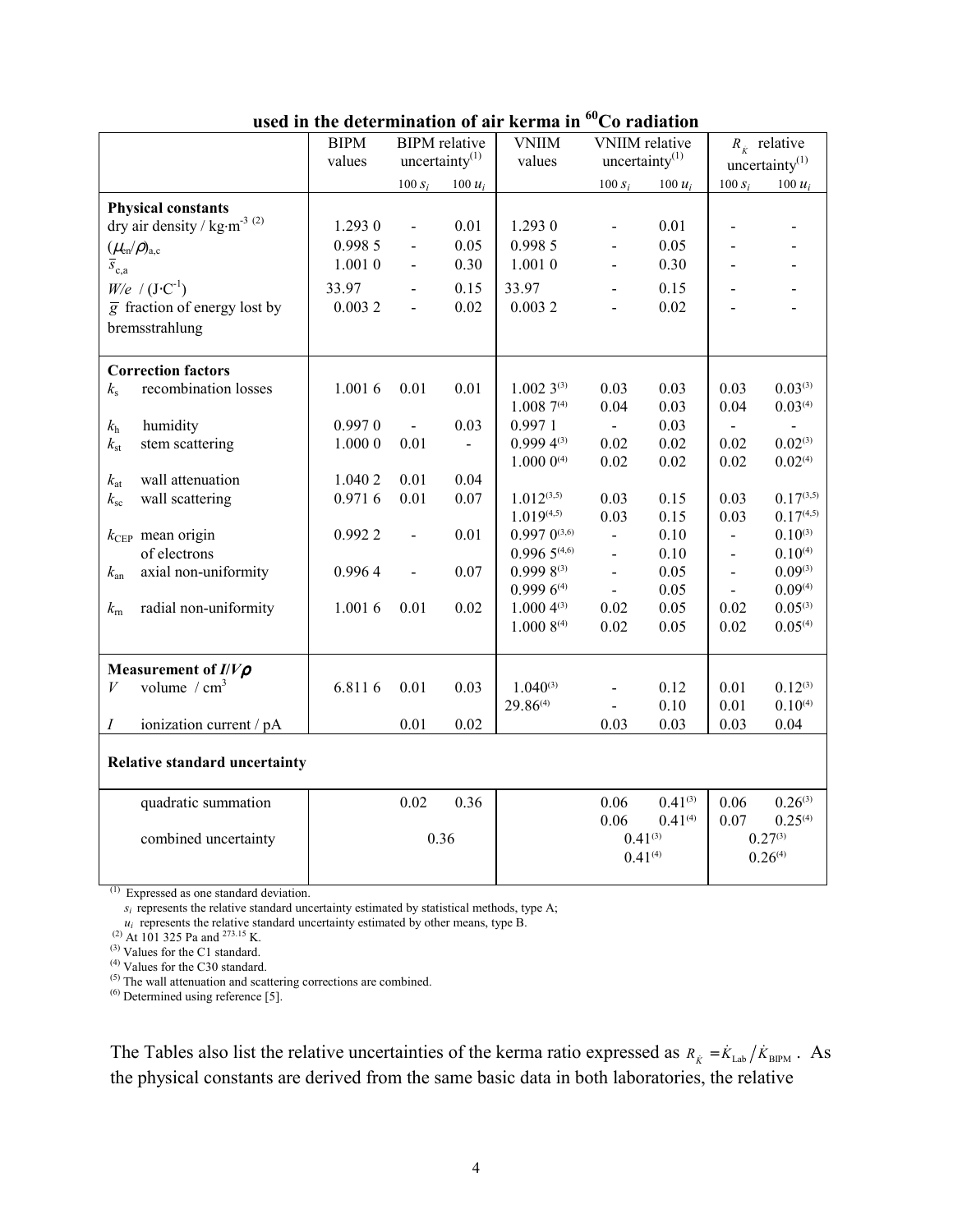**used in the determination of air kerma in $^{60}$Co radiation**

| | BIPM values | BIPM relative uncertainty(1) | | VNIIM values | VNIIM relative uncertainty(1) | | $R_{\dot{K}}$ relative uncertainty(1) | |
|---|---|---|---|---|---|---|---|---|
| | | $100\, s_i$ | $100\, u_i$ | | $100\, s_i$ | $100\, u_i$ | $100\, s_i$ | $100\, u_i$ |
| **Physical constants** | | | | | | | | |
| dry air density / kg·m$^{-3}$ (2) | 1.293 0 | - | 0.01 | 1.293 0 | - | 0.01 | - | - |
| $(\mu_{en}/\rho)_{a,c}$ | 0.998 5 | - | 0.05 | 0.998 5 | - | 0.05 | - | - |
| $\bar{s}_{c,a}$ | 1.001 0 | - | 0.30 | 1.001 0 | - | 0.30 | - | - |
| $W/e$ / (J·C$^{-1}$) | 33.97 | - | 0.15 | 33.97 | - | 0.15 | - | - |
| $\bar{g}$ fraction of energy lost by bremsstrahlung | 0.003 2 | - | 0.02 | 0.003 2 | - | 0.02 | - | - |
| **Correction factors** | | | | | | | | |
| $k_s$ recombination losses | 1.001 6 | 0.01 | 0.01 | 1.002 3(3) | 0.03 | 0.03 | 0.03 | 0.03(3) |
| | | | | 1.008 7(4) | 0.04 | 0.03 | 0.04 | 0.03(4) |
| $k_h$ humidity | 0.997 0 | - | 0.03 | 0.997 1 | - | 0.03 | - | - |
| $k_{st}$ stem scattering | 1.000 0 | 0.01 | - | 0.999 4(3) | 0.02 | 0.02 | 0.02 | 0.02(3) |
| | | | | 1.000 0(4) | 0.02 | 0.02 | 0.02 | 0.02(4) |
| $k_{at}$ wall attenuation | 1.040 2 | 0.01 | 0.04 | | | | | |
| $k_{sc}$ wall scattering | 0.971 6 | 0.01 | 0.07 | 1.012(3,5) | 0.03 | 0.15 | 0.03 | 0.17(3,5) |
| | | | | 1.019(4,5) | 0.03 | 0.15 | 0.03 | 0.17(4,5) |
| $k_{CEP}$ mean origin of electrons | 0.992 2 | - | 0.01 | 0.997 0(3,6) | - | 0.10 | - | 0.10(3) |
| | | | | 0.996 5(4,6) | - | 0.10 | - | 0.10(4) |
| $k_{an}$ axial non-uniformity | 0.996 4 | - | 0.07 | 0.999 8(3) | - | 0.05 | - | 0.09(3) |
| | | | | 0.999 6(4) | - | 0.05 | - | 0.09(4) |
| $k_{rn}$ radial non-uniformity | 1.001 6 | 0.01 | 0.02 | 1.000 4(3) | 0.02 | 0.05 | 0.02 | 0.05(3) |
| | | | | 1.000 8(4) | 0.02 | 0.05 | 0.02 | 0.05(4) |
| **Measurement of $I/V\rho$** | | | | | | | | |
| $V$ volume / cm$^3$ | 6.811 6 | 0.01 | 0.03 | 1.040(3) | - | 0.12 | 0.01 | 0.12(3) |
| | | | | 29.86(4) | - | 0.10 | 0.01 | 0.10(4) |
| $I$ ionization current / pA | | 0.01 | 0.02 | | 0.03 | 0.03 | 0.03 | 0.04 |
| **Relative standard uncertainty** | | | | | | | | |
| quadratic summation | | 0.02 | 0.36 | | 0.06 | 0.41(3) | 0.06 | 0.26(3) |
| | | | | | 0.06 | 0.41(4) | 0.07 | 0.25(4) |
| combined uncertainty | | 0.36 | | | 0.41(3) | | 0.27(3) | |
| | | | | | 0.41(4) | | 0.26(4) | |

(1) Expressed as one standard deviation.
$s_i$ represents the relative standard uncertainty estimated by statistical methods, type A;
$u_i$ represents the relative standard uncertainty estimated by other means, type B.
(2) At 101 325 Pa and 273.15 K.
(3) Values for the C1 standard.
(4) Values for the C30 standard.
(5) The wall attenuation and scattering corrections are combined.
(6) Determined using reference [5].

The Tables also list the relative uncertainties of the kerma ratio expressed as $R_{\dot{K}} = \dot{K}_{\text{Lab}} / \dot{K}_{\text{BIPM}}$. As the physical constants are derived from the same basic data in both laboratories, the relative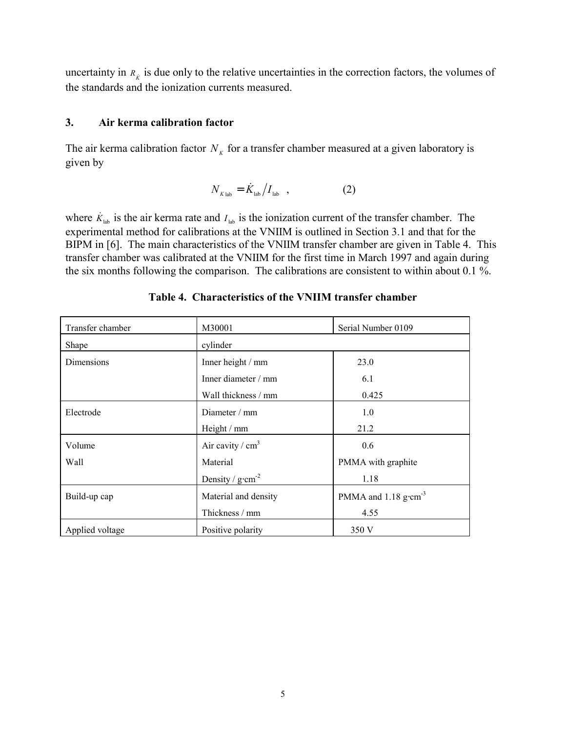uncertainty in $R_{\dot{K}}$ is due only to the relative uncertainties in the correction factors, the volumes of the standards and the ionization currents measured.

## 3. Air kerma calibration factor

The air kerma calibration factor $N_K$ for a transfer chamber measured at a given laboratory is given by

$$N_{K\,\mathrm{lab}} = \dot{K}_{\mathrm{lab}} / I_{\mathrm{lab}} \quad , \qquad (2)$$

where $\dot{K}_{\mathrm{lab}}$ is the air kerma rate and $I_{\mathrm{lab}}$ is the ionization current of the transfer chamber. The experimental method for calibrations at the VNIIM is outlined in Section 3.1 and that for the BIPM in [6]. The main characteristics of the VNIIM transfer chamber are given in Table 4. This transfer chamber was calibrated at the VNIIM for the first time in March 1997 and again during the six months following the comparison. The calibrations are consistent to within about 0.1 %.

**Table 4. Characteristics of the VNIIM transfer chamber**

| Transfer chamber | M30001 | Serial Number 0109 |
|---|---|---|
| Shape | cylinder | |
| Dimensions | Inner height / mm | 23.0 |
| | Inner diameter / mm | 6.1 |
| | Wall thickness / mm | 0.425 |
| Electrode | Diameter / mm | 1.0 |
| | Height / mm | 21.2 |
| Volume | Air cavity / cm$^3$ | 0.6 |
| Wall | Material | PMMA with graphite |
| | Density / g·cm$^{-2}$ | 1.18 |
| Build-up cap | Material and density | PMMA and 1.18 g·cm$^{-3}$ |
| | Thickness / mm | 4.55 |
| Applied voltage | Positive polarity | 350 V |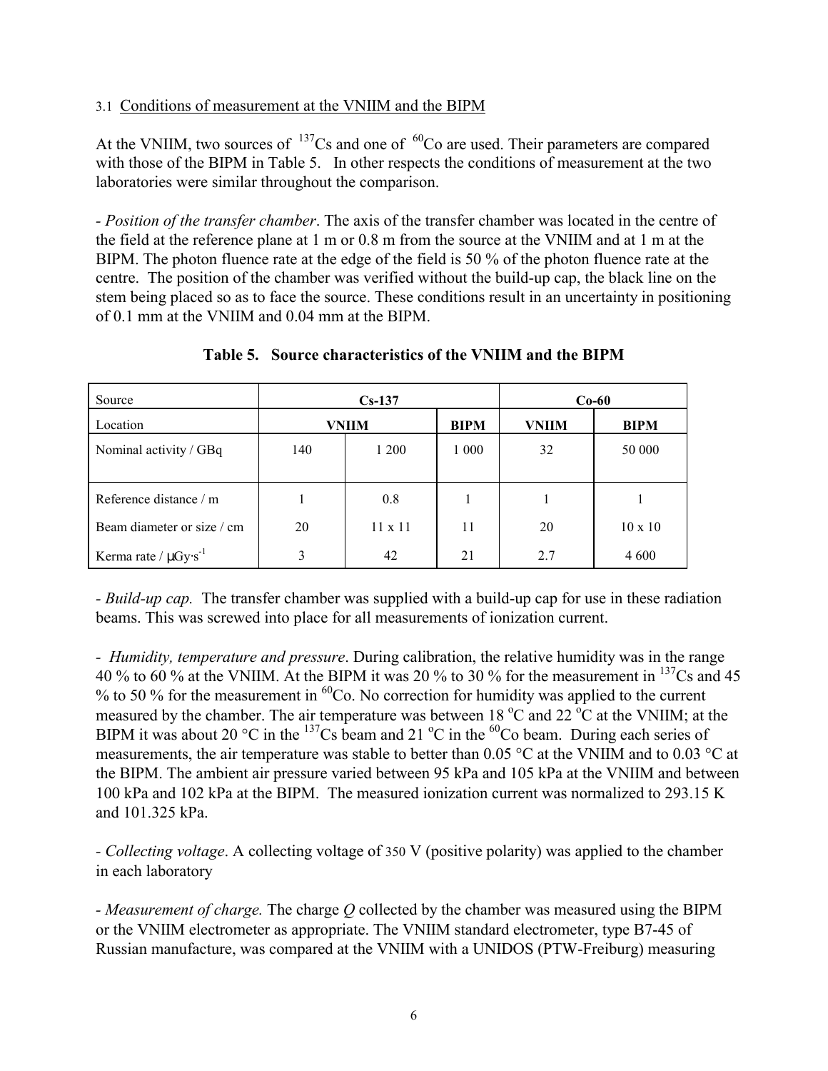### 3.1 Conditions of measurement at the VNIIM and the BIPM

At the VNIIM, two sources of $^{137}$Cs and one of $^{60}$Co are used. Their parameters are compared with those of the BIPM in Table 5. In other respects the conditions of measurement at the two laboratories were similar throughout the comparison.

- *Position of the transfer chamber*. The axis of the transfer chamber was located in the centre of the field at the reference plane at 1 m or 0.8 m from the source at the VNIIM and at 1 m at the BIPM. The photon fluence rate at the edge of the field is 50 % of the photon fluence rate at the centre. The position of the chamber was verified without the build-up cap, the black line on the stem being placed so as to face the source. These conditions result in an uncertainty in positioning of 0.1 mm at the VNIIM and 0.04 mm at the BIPM.

**Table 5. Source characteristics of the VNIIM and the BIPM**

| Source | **Cs-137** | | | **Co-60** | |
|---|---|---|---|---|---|
| Location | **VNIIM** | | **BIPM** | **VNIIM** | **BIPM** |
| Nominal activity / GBq | 140 | 1 200 | 1 000 | 32 | 50 000 |
| Reference distance / m | 1 | 0.8 | 1 | 1 | 1 |
| Beam diameter or size / cm | 20 | 11 x 11 | 11 | 20 | 10 x 10 |
| Kerma rate / $\mu$Gy·s$^{-1}$ | 3 | 42 | 21 | 2.7 | 4 600 |

- *Build-up cap.* The transfer chamber was supplied with a build-up cap for use in these radiation beams. This was screwed into place for all measurements of ionization current.

- *Humidity, temperature and pressure*. During calibration, the relative humidity was in the range 40 % to 60 % at the VNIIM. At the BIPM it was 20 % to 30 % for the measurement in $^{137}$Cs and 45 % to 50 % for the measurement in $^{60}$Co. No correction for humidity was applied to the current measured by the chamber. The air temperature was between 18 °C and 22 °C at the VNIIM; at the BIPM it was about 20 °C in the $^{137}$Cs beam and 21 °C in the $^{60}$Co beam. During each series of measurements, the air temperature was stable to better than 0.05 °C at the VNIIM and to 0.03 °C at the BIPM. The ambient air pressure varied between 95 kPa and 105 kPa at the VNIIM and between 100 kPa and 102 kPa at the BIPM. The measured ionization current was normalized to 293.15 K and 101.325 kPa.

- *Collecting voltage*. A collecting voltage of 350 V (positive polarity) was applied to the chamber in each laboratory

- *Measurement of charge.* The charge $Q$ collected by the chamber was measured using the BIPM or the VNIIM electrometer as appropriate. The VNIIM standard electrometer, type B7-45 of Russian manufacture, was compared at the VNIIM with a UNIDOS (PTW-Freiburg) measuring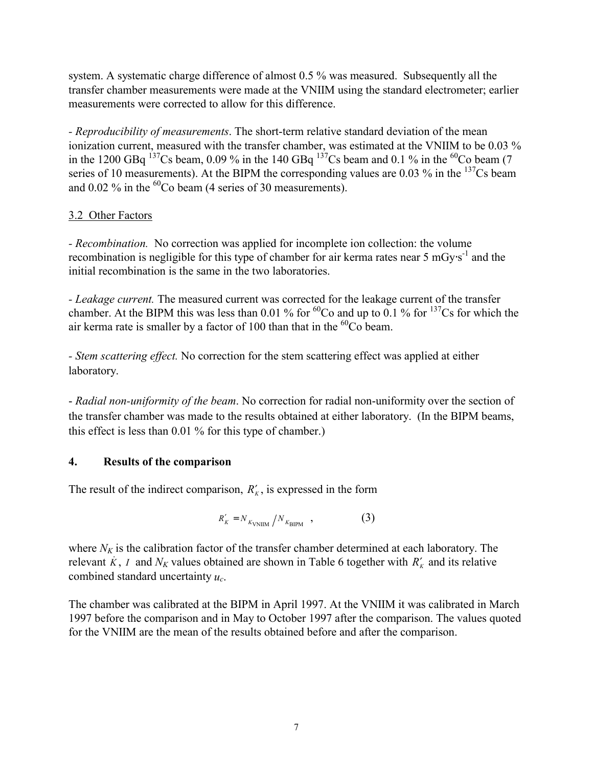system. A systematic charge difference of almost 0.5 % was measured. Subsequently all the transfer chamber measurements were made at the VNIIM using the standard electrometer; earlier measurements were corrected to allow for this difference.

- *Reproducibility of measurements*. The short-term relative standard deviation of the mean ionization current, measured with the transfer chamber, was estimated at the VNIIM to be 0.03 % in the 1200 GBq $^{137}$Cs beam, 0.09 % in the 140 GBq $^{137}$Cs beam and 0.1 % in the $^{60}$Co beam (7 series of 10 measurements). At the BIPM the corresponding values are 0.03 % in the $^{137}$Cs beam and 0.02 % in the $^{60}$Co beam (4 series of 30 measurements).

3.2 Other Factors

- *Recombination.* No correction was applied for incomplete ion collection: the volume recombination is negligible for this type of chamber for air kerma rates near 5 mGy·s$^{-1}$ and the initial recombination is the same in the two laboratories.

- *Leakage current.* The measured current was corrected for the leakage current of the transfer chamber. At the BIPM this was less than 0.01 % for $^{60}$Co and up to 0.1 % for $^{137}$Cs for which the air kerma rate is smaller by a factor of 100 than that in the $^{60}$Co beam.

- *Stem scattering effect.* No correction for the stem scattering effect was applied at either laboratory.

- *Radial non-uniformity of the beam*. No correction for radial non-uniformity over the section of the transfer chamber was made to the results obtained at either laboratory. (In the BIPM beams, this effect is less than 0.01 % for this type of chamber.)

## 4. Results of the comparison

The result of the indirect comparison, $R'_K$, is expressed in the form

$$R'_K = N_{K_{\mathrm{VNIIM}}} / N_{K_{\mathrm{BIPM}}} \quad , \qquad (3)$$

where $N_K$ is the calibration factor of the transfer chamber determined at each laboratory. The relevant $\dot{K}$, $I$ and $N_K$ values obtained are shown in Table 6 together with $R'_K$ and its relative combined standard uncertainty $u_c$.

The chamber was calibrated at the BIPM in April 1997. At the VNIIM it was calibrated in March 1997 before the comparison and in May to October 1997 after the comparison. The values quoted for the VNIIM are the mean of the results obtained before and after the comparison.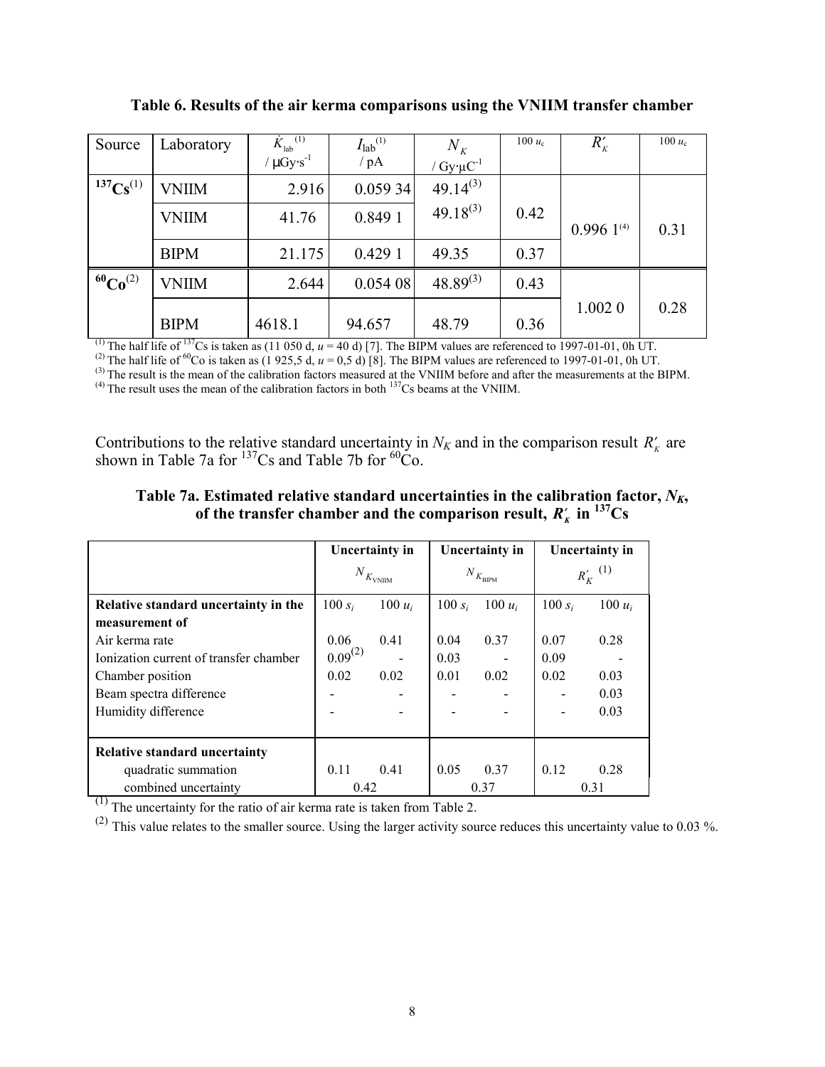**Table 6. Results of the air kerma comparisons using the VNIIM transfer chamber**

| Source | Laboratory | $\dot{K}_{\text{lab}}$ (1) / μGy·s$^{-1}$ | $I_{\text{lab}}$ (1) / pA | $N_K$ / Gy·μC$^{-1}$ | 100 $u_c$ | $R'_K$ | 100 $u_c$ |
|---|---|---|---|---|---|---|---|
| $^{137}$Cs (1) | VNIIM | 2.916 | 0.059 34 | 49.14 (3) | | | |
| | VNIIM | 41.76 | 0.849 1 | 49.18 (3) | 0.42 | 0.996 1 (4) | 0.31 |
| | BIPM | 21.175 | 0.429 1 | 49.35 | 0.37 | | |
| $^{60}$Co (2) | VNIIM | 2.644 | 0.054 08 | 48.89 (3) | 0.43 | 1.002 0 | 0.28 |
| | BIPM | 4618.1 | 94.657 | 48.79 | 0.36 | | |

(1) The half life of $^{137}$Cs is taken as (11 050 d, $u$ = 40 d) [7]. The BIPM values are referenced to 1997-01-01, 0h UT.
(2) The half life of $^{60}$Co is taken as (1 925,5 d, $u$ = 0,5 d) [8]. The BIPM values are referenced to 1997-01-01, 0h UT.
(3) The result is the mean of the calibration factors measured at the VNIIM before and after the measurements at the BIPM.
(4) The result uses the mean of the calibration factors in both $^{137}$Cs beams at the VNIIM.

Contributions to the relative standard uncertainty in $N_K$ and in the comparison result $R'_K$ are shown in Table 7a for $^{137}$Cs and Table 7b for $^{60}$Co.

**Table 7a. Estimated relative standard uncertainties in the calibration factor, $N_K$, of the transfer chamber and the comparison result, $R'_K$ in $^{137}$Cs**

| | Uncertainty in $N_{K_{\text{VNIIM}}}$ | | Uncertainty in $N_{K_{\text{BIPM}}}$ | | Uncertainty in $R'_K$ (1) | |
|---|---|---|---|---|---|---|
| **Relative standard uncertainty in the measurement of** | 100 $s_i$ | 100 $u_i$ | 100 $s_i$ | 100 $u_i$ | 100 $s_i$ | 100 $u_i$ |
| Air kerma rate | 0.06 | 0.41 | 0.04 | 0.37 | 0.07 | 0.28 |
| Ionization current of transfer chamber | 0.09 (2) | - | 0.03 | - | 0.09 | - |
| Chamber position | 0.02 | 0.02 | 0.01 | 0.02 | 0.02 | 0.03 |
| Beam spectra difference | - | - | - | - | - | 0.03 |
| Humidity difference | - | - | - | - | - | 0.03 |
| **Relative standard uncertainty** | | | | | | |
| quadratic summation | 0.11 | 0.41 | 0.05 | 0.37 | 0.12 | 0.28 |
| combined uncertainty | 0.42 | | 0.37 | | 0.31 | |

(1) The uncertainty for the ratio of air kerma rate is taken from Table 2.
(2) This value relates to the smaller source. Using the larger activity source reduces this uncertainty value to 0.03 %.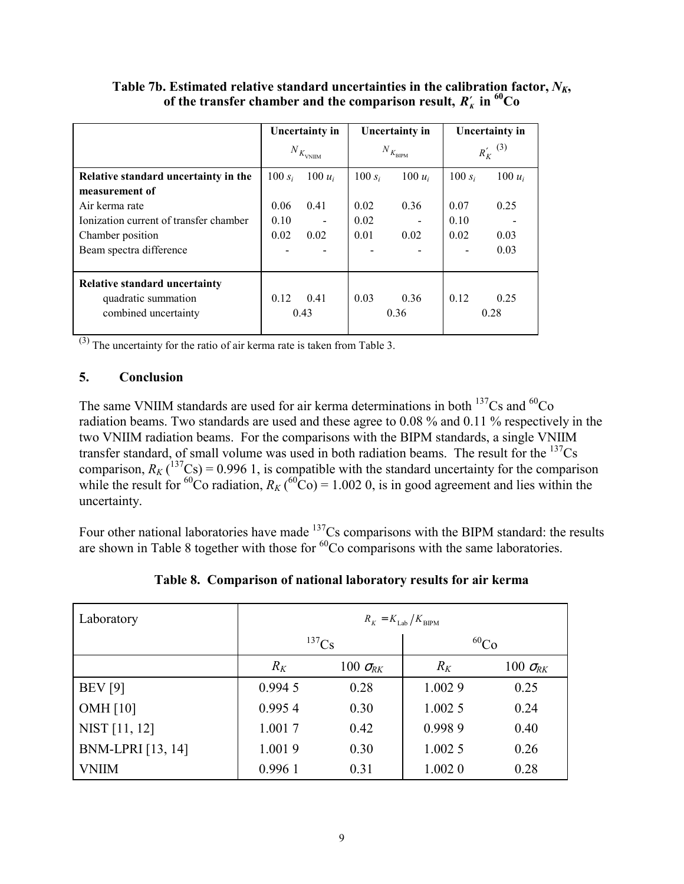**Table 7b. Estimated relative standard uncertainties in the calibration factor, $N_K$, of the transfer chamber and the comparison result, $R'_K$ in $^{60}$Co**

| | Uncertainty in $N_{K_{\text{VNIIM}}}$ | | Uncertainty in $N_{K_{\text{BIPM}}}$ | | Uncertainty in $R'_K$ [(3)] | |
|---|---|---|---|---|---|---|
| **Relative standard uncertainty in the measurement of** | $100\,s_i$ | $100\,u_i$ | $100\,s_i$ | $100\,u_i$ | $100\,s_i$ | $100\,u_i$ |
| Air kerma rate | 0.06 | 0.41 | 0.02 | 0.36 | 0.07 | 0.25 |
| Ionization current of transfer chamber | 0.10 | - | 0.02 | - | 0.10 | - |
| Chamber position | 0.02 | 0.02 | 0.01 | 0.02 | 0.02 | 0.03 |
| Beam spectra difference | - | - | - | - | - | 0.03 |
| **Relative standard uncertainty** | | | | | | |
| quadratic summation | 0.12 | 0.41 | 0.03 | 0.36 | 0.12 | 0.25 |
| combined uncertainty | 0.43 | | 0.36 | | 0.28 | |

[(3)] The uncertainty for the ratio of air kerma rate is taken from Table 3.

## 5. Conclusion

The same VNIIM standards are used for air kerma determinations in both $^{137}$Cs and $^{60}$Co radiation beams. Two standards are used and these agree to 0.08 % and 0.11 % respectively in the two VNIIM radiation beams. For the comparisons with the BIPM standards, a single VNIIM transfer standard, of small volume was used in both radiation beams. The result for the $^{137}$Cs comparison, $R_K$ ($^{137}$Cs) = 0.996 1, is compatible with the standard uncertainty for the comparison while the result for $^{60}$Co radiation, $R_K$ ($^{60}$Co) = 1.002 0, is in good agreement and lies within the uncertainty.

Four other national laboratories have made $^{137}$Cs comparisons with the BIPM standard: the results are shown in Table 8 together with those for $^{60}$Co comparisons with the same laboratories.

**Table 8. Comparison of national laboratory results for air kerma**

| Laboratory | $R_K = K_{\text{Lab}} / K_{\text{BIPM}}$ | | | |
|---|---|---|---|---|
| | $^{137}$Cs | | $^{60}$Co | |
| | $R_K$ | $100\,\sigma_{RK}$ | $R_K$ | $100\,\sigma_{RK}$ |
| BEV [9] | 0.994 5 | 0.28 | 1.002 9 | 0.25 |
| OMH [10] | 0.995 4 | 0.30 | 1.002 5 | 0.24 |
| NIST [11, 12] | 1.001 7 | 0.42 | 0.998 9 | 0.40 |
| BNM-LPRI [13, 14] | 1.001 9 | 0.30 | 1.002 5 | 0.26 |
| VNIIM | 0.996 1 | 0.31 | 1.002 0 | 0.28 |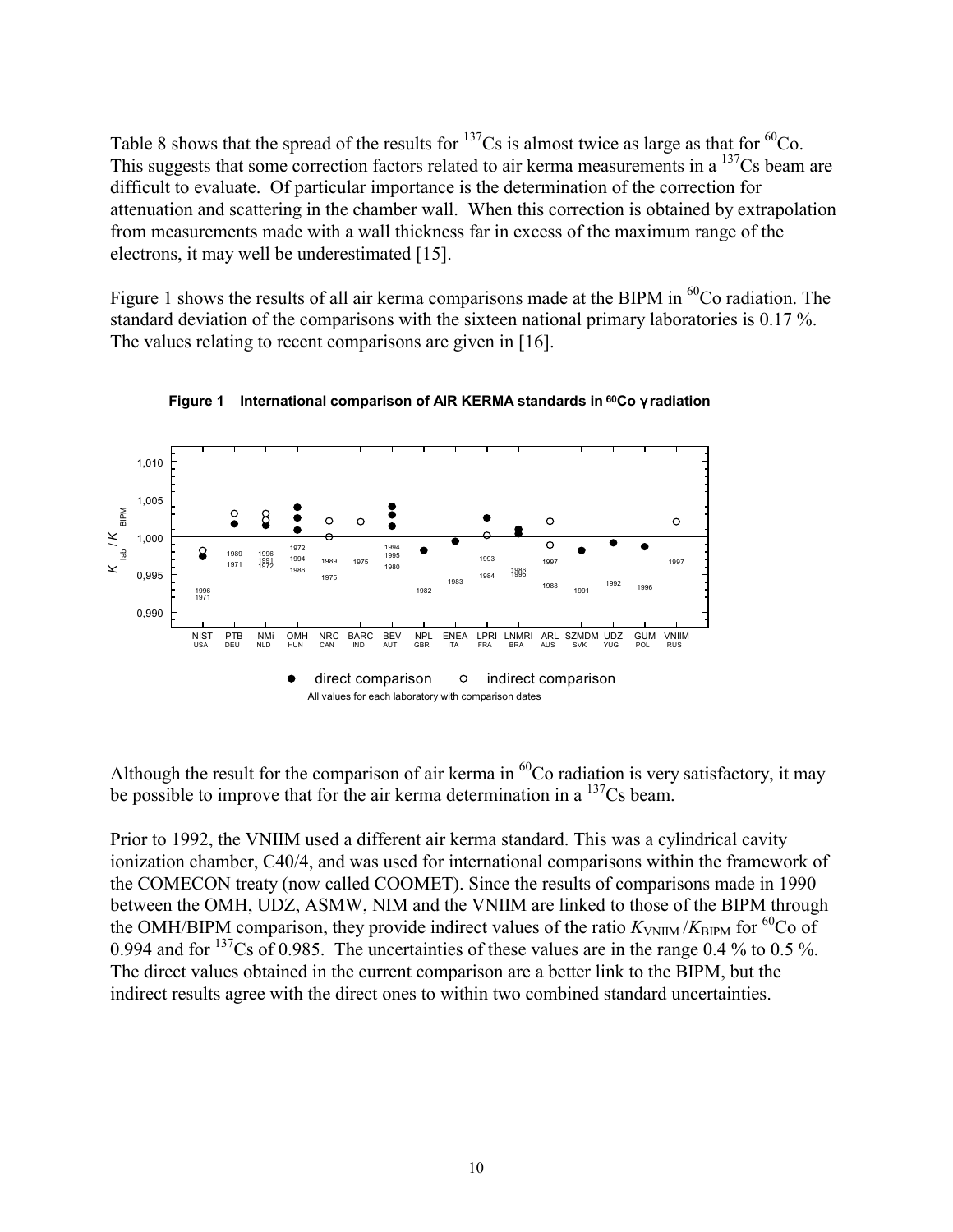Table 8 shows that the spread of the results for $^{137}$Cs is almost twice as large as that for $^{60}$Co. This suggests that some correction factors related to air kerma measurements in a $^{137}$Cs beam are difficult to evaluate. Of particular importance is the determination of the correction for attenuation and scattering in the chamber wall. When this correction is obtained by extrapolation from measurements made with a wall thickness far in excess of the maximum range of the electrons, it may well be underestimated [15].

Figure 1 shows the results of all air kerma comparisons made at the BIPM in $^{60}$Co radiation. The standard deviation of the comparisons with the sixteen national primary laboratories is 0.17 %. The values relating to recent comparisons are given in [16].

**Figure 1 International comparison of AIR KERMA standards in $^{60}$Co γ radiation**

Although the result for the comparison of air kerma in $^{60}$Co radiation is very satisfactory, it may be possible to improve that for the air kerma determination in a $^{137}$Cs beam.

Prior to 1992, the VNIIM used a different air kerma standard. This was a cylindrical cavity ionization chamber, C40/4, and was used for international comparisons within the framework of the COMECON treaty (now called COOMET). Since the results of comparisons made in 1990 between the OMH, UDZ, ASMW, NIM and the VNIIM are linked to those of the BIPM through the OMH/BIPM comparison, they provide indirect values of the ratio $K_{\text{VNIIM}}/K_{\text{BIPM}}$ for $^{60}$Co of 0.994 and for $^{137}$Cs of 0.985. The uncertainties of these values are in the range 0.4 % to 0.5 %. The direct values obtained in the current comparison are a better link to the BIPM, but the indirect results agree with the direct ones to within two combined standard uncertainties.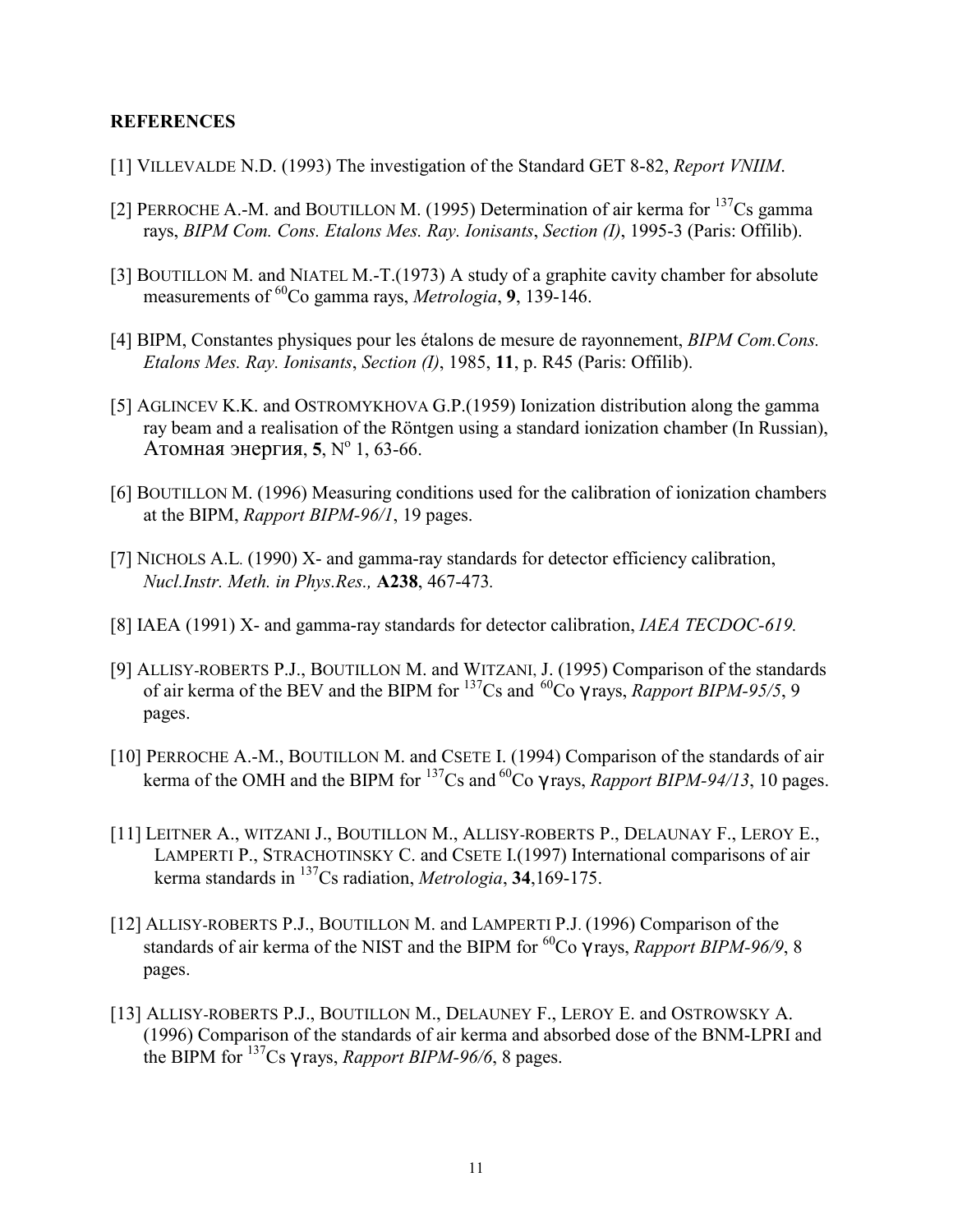## REFERENCES

[1] VILLEVALDE N.D. (1993) The investigation of the Standard GET 8-82, *Report VNIIM*.

[2] PERROCHE A.-M. and BOUTILLON M. (1995) Determination of air kerma for $^{137}$Cs gamma rays, *BIPM Com. Cons. Etalons Mes. Ray. Ionisants*, *Section (I)*, 1995-3 (Paris: Offilib).

[3] BOUTILLON M. and NIATEL M.-T.(1973) A study of a graphite cavity chamber for absolute measurements of $^{60}$Co gamma rays, *Metrologia*, **9**, 139-146.

[4] BIPM, Constantes physiques pour les étalons de mesure de rayonnement, *BIPM Com.Cons. Etalons Mes. Ray. Ionisants*, *Section (I)*, 1985, **11**, p. R45 (Paris: Offilib).

[5] AGLINCEV K.K. and OSTROMYKHOVA G.P.(1959) Ionization distribution along the gamma ray beam and a realisation of the Röntgen using a standard ionization chamber (In Russian), Атомная энергия, **5**, N° 1, 63-66.

[6] BOUTILLON M. (1996) Measuring conditions used for the calibration of ionization chambers at the BIPM, *Rapport BIPM-96/1*, 19 pages.

[7] NICHOLS A.L. (1990) X- and gamma-ray standards for detector efficiency calibration, *Nucl.Instr. Meth. in Phys.Res.,* **A238**, 467-473.

[8] IAEA (1991) X- and gamma-ray standards for detector calibration, *IAEA TECDOC-619.*

[9] ALLISY-ROBERTS P.J., BOUTILLON M. and WITZANI, J. (1995) Comparison of the standards of air kerma of the BEV and the BIPM for $^{137}$Cs and $^{60}$Co $\gamma$ rays, *Rapport BIPM-95/5*, 9 pages.

[10] PERROCHE A.-M., BOUTILLON M. and CSETE I. (1994) Comparison of the standards of air kerma of the OMH and the BIPM for $^{137}$Cs and $^{60}$Co $\gamma$ rays, *Rapport BIPM-94/13*, 10 pages.

[11] LEITNER A., WITZANI J., BOUTILLON M., ALLISY-ROBERTS P., DELAUNAY F., LEROY E., LAMPERTI P., STRACHOTINSKY C. and CSETE I.(1997) International comparisons of air kerma standards in $^{137}$Cs radiation, *Metrologia*, **34**,169-175.

[12] ALLISY-ROBERTS P.J., BOUTILLON M. and LAMPERTI P.J. (1996) Comparison of the standards of air kerma of the NIST and the BIPM for $^{60}$Co $\gamma$ rays, *Rapport BIPM-96/9*, 8 pages.

[13] ALLISY-ROBERTS P.J., BOUTILLON M., DELAUNEY F., LEROY E. and OSTROWSKY A. (1996) Comparison of the standards of air kerma and absorbed dose of the BNM-LPRI and the BIPM for $^{137}$Cs $\gamma$ rays, *Rapport BIPM-96/6*, 8 pages.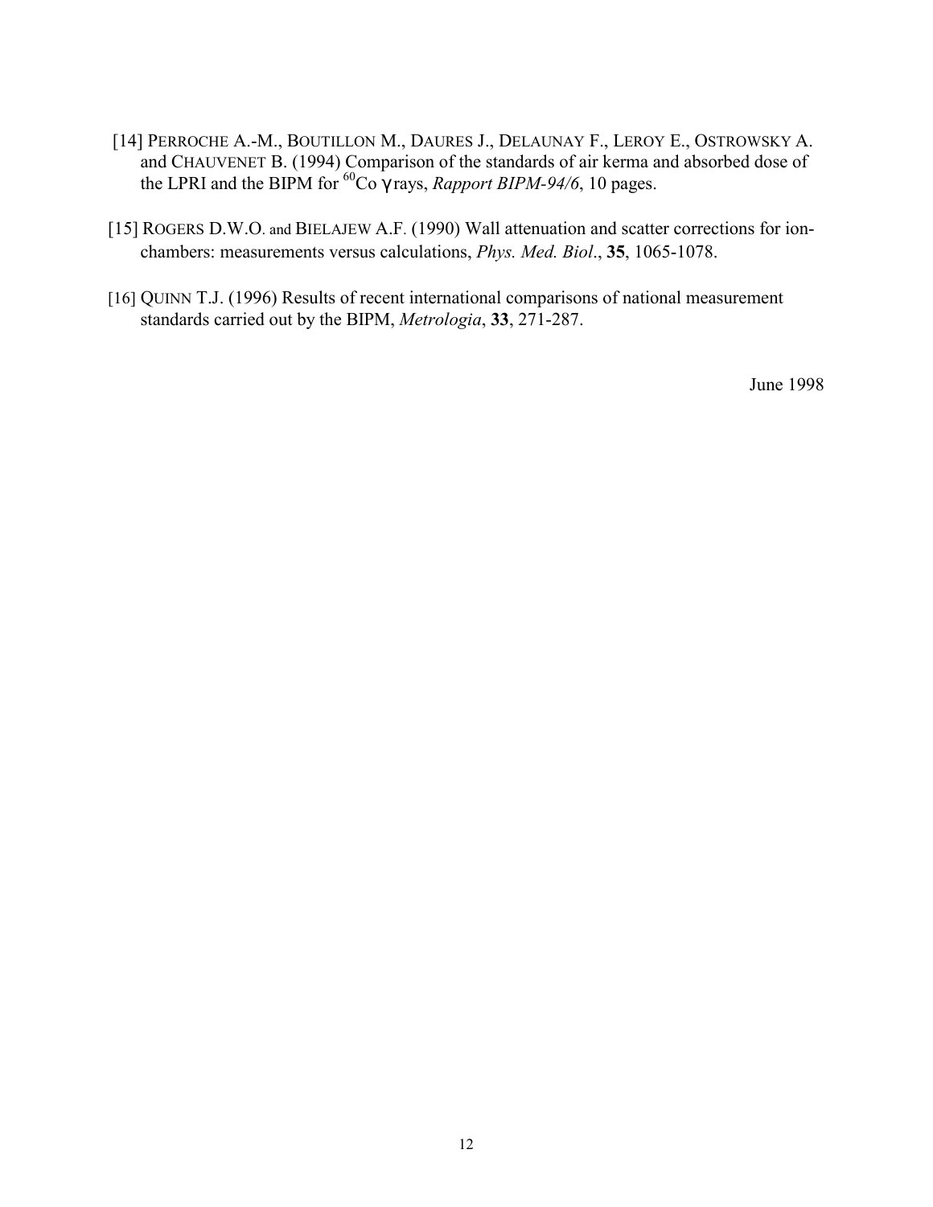[14] PERROCHE A.-M., BOUTILLON M., DAURES J., DELAUNAY F., LEROY E., OSTROWSKY A. and CHAUVENET B. (1994) Comparison of the standards of air kerma and absorbed dose of the LPRI and the BIPM for $^{60}$Co $\gamma$ rays, *Rapport BIPM-94/6*, 10 pages.

[15] ROGERS D.W.O. and BIELAJEW A.F. (1990) Wall attenuation and scatter corrections for ion-chambers: measurements versus calculations, *Phys. Med. Biol*., **35**, 1065-1078.

[16] QUINN T.J. (1996) Results of recent international comparisons of national measurement standards carried out by the BIPM, *Metrologia*, **33**, 271-287.

June 1998